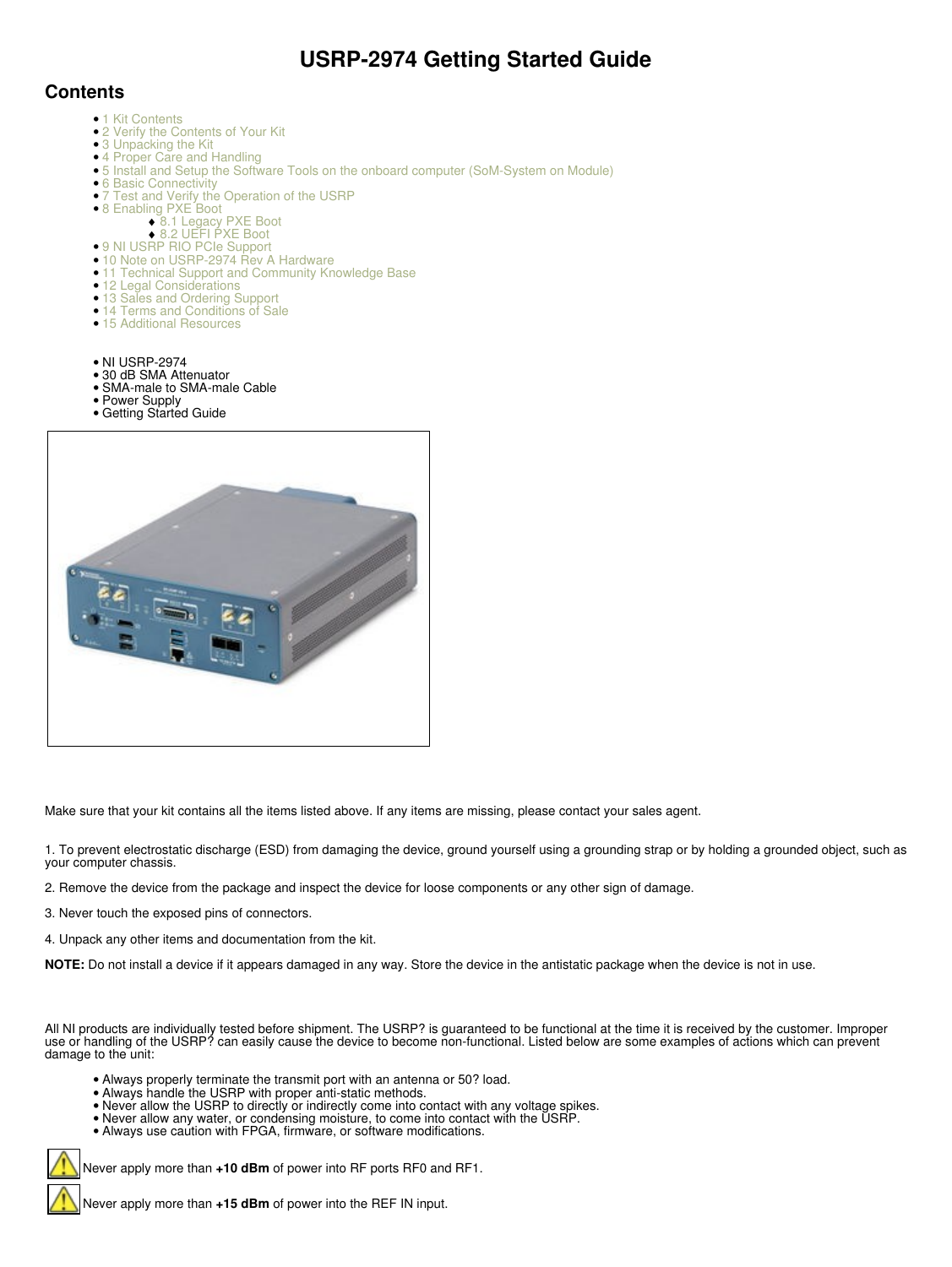# USRP-2974 Getting Started Guide

## Contents

- 1 Kit Contents
- 2 Verify the Contents of Your Kit
- 3 Unpacking the Kit
- 4 Proper Care and Handling
- 5 Install and Setup the Software Tools on the onboard computer (SoM-System on Module)
- 6 Basic Connectivity
- 7 Test and Verify the Operation of the USRP
- 8 Enabling PXE Boot
  - 8.1 Legacy PXE Boot
  - 8.2 UEFI PXE Boot
- 9 NI USRP RIO PCIe Support
- 10 Note on USRP-2974 Rev A Hardware
- 11 Technical Support and Community Knowledge Base
- 12 Legal Considerations
- 13 Sales and Ordering Support
- 14 Terms and Conditions of Sale
- 15 Additional Resources

- NI USRP-2974
- 30 dB SMA Attenuator
- SMA-male to SMA-male Cable
- Power Supply
- Getting Started Guide

Make sure that your kit contains all the items listed above. If any items are missing, please contact your sales agent.

1. To prevent electrostatic discharge (ESD) from damaging the device, ground yourself using a grounding strap or by holding a grounded object, such as your computer chassis.

2. Remove the device from the package and inspect the device for loose components or any other sign of damage.

3. Never touch the exposed pins of connectors.

4. Unpack any other items and documentation from the kit.

**NOTE:** Do not install a device if it appears damaged in any way. Store the device in the antistatic package when the device is not in use.

All NI products are individually tested before shipment. The USRP? is guaranteed to be functional at the time it is received by the customer. Improper use or handling of the USRP? can easily cause the device to become non-functional. Listed below are some examples of actions which can prevent damage to the unit:

- Always properly terminate the transmit port with an antenna or 50? load.
- Always handle the USRP with proper anti-static methods.
- Never allow the USRP to directly or indirectly come into contact with any voltage spikes.
- Never allow any water, or condensing moisture, to come into contact with the USRP.
- Always use caution with FPGA, firmware, or software modifications.

Never apply more than **+10 dBm** of power into RF ports RF0 and RF1.

Never apply more than **+15 dBm** of power into the REF IN input.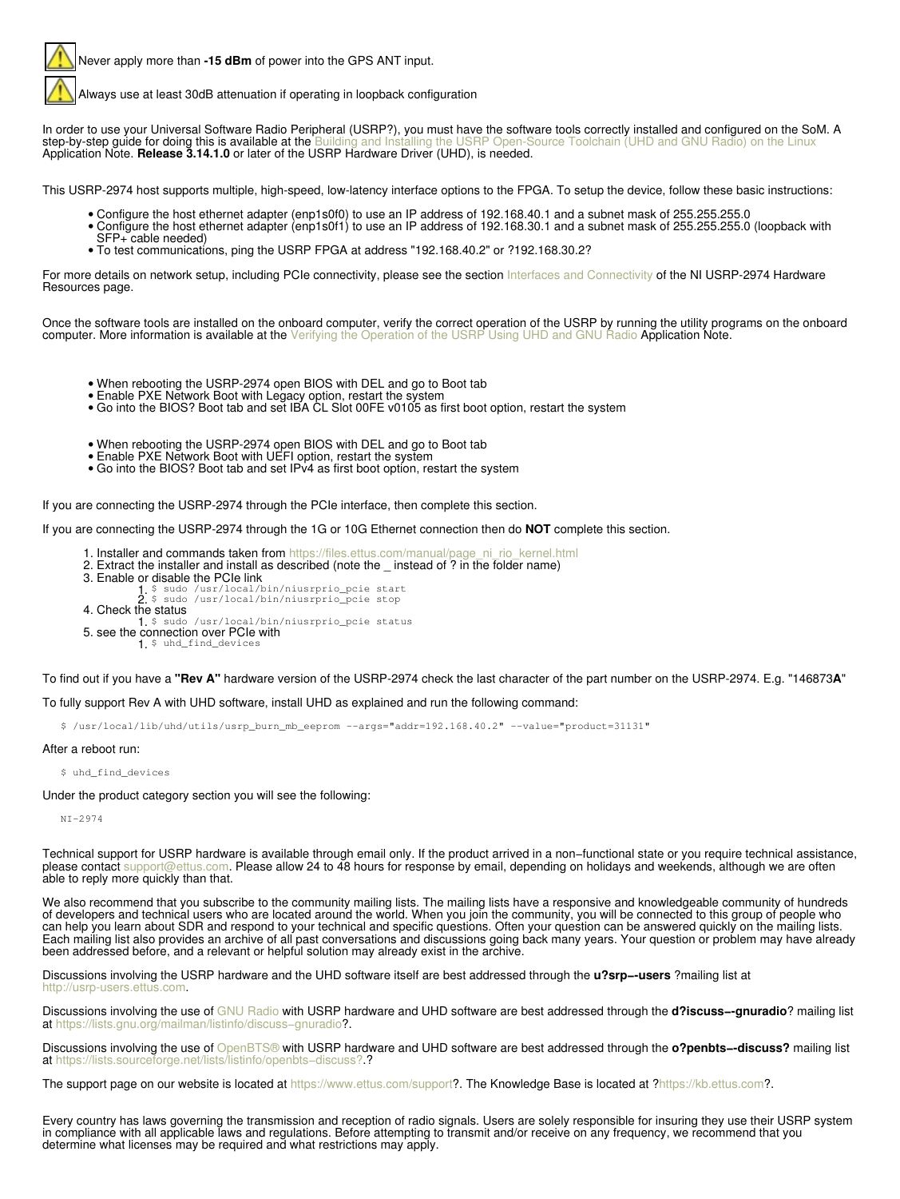Never apply more than **-15 dBm** of power into the GPS ANT input.

Always use at least 30dB attenuation if operating in loopback configuration

In order to use your Universal Software Radio Peripheral (USRP?), you must have the software tools correctly installed and configured on the SoM. A step-by-step guide for doing this is available at the Building and Installing the USRP Open-Source Toolchain (UHD and GNU Radio) on the Linux Application Note. **Release 3.14.1.0** or later of the USRP Hardware Driver (UHD), is needed.

This USRP-2974 host supports multiple, high-speed, low-latency interface options to the FPGA. To setup the device, follow these basic instructions:

- Configure the host ethernet adapter (enp1s0f0) to use an IP address of 192.168.40.1 and a subnet mask of 255.255.255.0
- Configure the host ethernet adapter (enp1s0f1) to use an IP address of 192.168.30.1 and a subnet mask of 255.255.255.0 (loopback with SFP+ cable needed)
- To test communications, ping the USRP FPGA at address "192.168.40.2" or ?192.168.30.2?

For more details on network setup, including PCIe connectivity, please see the section Interfaces and Connectivity of the NI USRP-2974 Hardware Resources page.

Once the software tools are installed on the onboard computer, verify the correct operation of the USRP by running the utility programs on the onboard computer. More information is available at the Verifying the Operation of the USRP Using UHD and GNU Radio Application Note.

- When rebooting the USRP-2974 open BIOS with DEL and go to Boot tab
- Enable PXE Network Boot with Legacy option, restart the system
- Go into the BIOS? Boot tab and set IBA CL Slot 00FE v0105 as first boot option, restart the system

- When rebooting the USRP-2974 open BIOS with DEL and go to Boot tab
- Enable PXE Network Boot with UEFI option, restart the system
- Go into the BIOS? Boot tab and set IPv4 as first boot option, restart the system

If you are connecting the USRP-2974 through the PCIe interface, then complete this section.

If you are connecting the USRP-2974 through the 1G or 10G Ethernet connection then do **NOT** complete this section.

1. Installer and commands taken from https://files.ettus.com/manual/page_ni_rio_kernel.html
2. Extract the installer and install as described (note the _ instead of ? in the folder name)
3. Enable or disable the PCIe link
    1. `$ sudo /usr/local/bin/niusrprio_pcie start`
    2. `$ sudo /usr/local/bin/niusrprio_pcie stop`
4. Check the status
    1. `$ sudo /usr/local/bin/niusrprio_pcie status`
5. see the connection over PCIe with
    1. `$ uhd_find_devices`

To find out if you have a **"Rev A"** hardware version of the USRP-2974 check the last character of the part number on the USRP-2974. E.g. "146873**A**"

To fully support Rev A with UHD software, install UHD as explained and run the following command:

```
$ /usr/local/lib/uhd/utils/usrp_burn_mb_eeprom --args="addr=192.168.40.2" --value="product=31131"
```

After a reboot run:

```
$ uhd_find_devices
```

Under the product category section you will see the following:

```
NI-2974
```

Technical support for USRP hardware is available through email only. If the product arrived in a non−functional state or you require technical assistance, please contact support@ettus.com. Please allow 24 to 48 hours for response by email, depending on holidays and weekends, although we are often able to reply more quickly than that.

We also recommend that you subscribe to the community mailing lists. The mailing lists have a responsive and knowledgeable community of hundreds of developers and technical users who are located around the world. When you join the community, you will be connected to this group of people who can help you learn about SDR and respond to your technical and specific questions. Often your question can be answered quickly on the mailing lists. Each mailing list also provides an archive of all past conversations and discussions going back many years. Your question or problem may have already been addressed before, and a relevant or helpful solution may already exist in the archive.

Discussions involving the USRP hardware and the UHD software itself are best addressed through the **u?srp−-users** ?mailing list at http://usrp-users.ettus.com.

Discussions involving the use of GNU Radio with USRP hardware and UHD software are best addressed through the **d?iscuss−-gnuradio**? mailing list at https://lists.gnu.org/mailman/listinfo/discuss−gnuradio?.

Discussions involving the use of OpenBTS® with USRP hardware and UHD software are best addressed through the **o?penbts−-discuss?** mailing list at https://lists.sourceforge.net/lists/listinfo/openbts−discuss?.?

The support page on our website is located at https://www.ettus.com/support?. The Knowledge Base is located at ?https://kb.ettus.com?.

Every country has laws governing the transmission and reception of radio signals. Users are solely responsible for insuring they use their USRP system in compliance with all applicable laws and regulations. Before attempting to transmit and/or receive on any frequency, we recommend that you determine what licenses may be required and what restrictions may apply.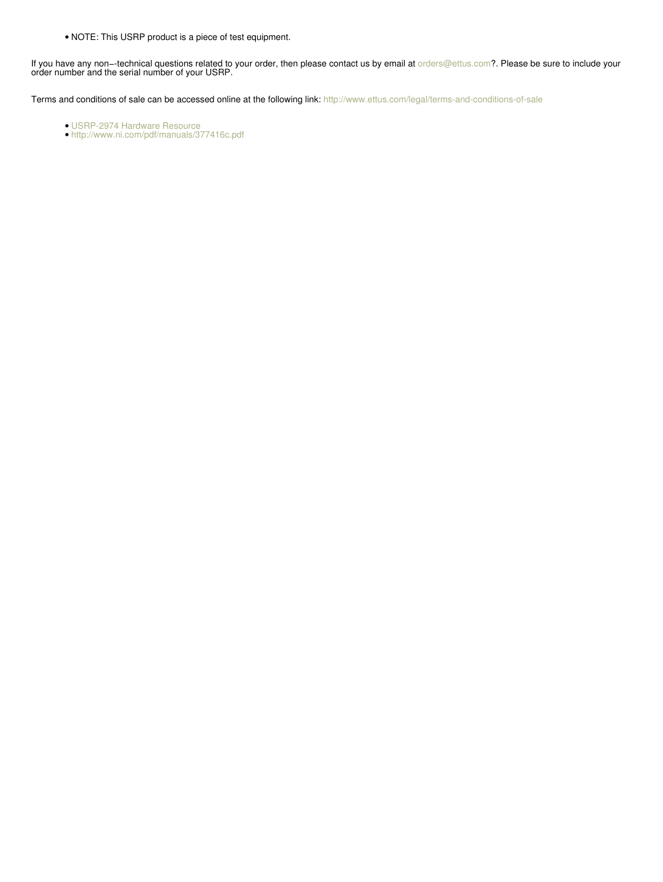- NOTE: This USRP product is a piece of test equipment.

If you have any non–-technical questions related to your order, then please contact us by email at orders@ettus.com?. Please be sure to include your order number and the serial number of your USRP.

Terms and conditions of sale can be accessed online at the following link: http://www.ettus.com/legal/terms-and-conditions-of-sale

- USRP-2974 Hardware Resource
- http://www.ni.com/pdf/manuals/377416c.pdf